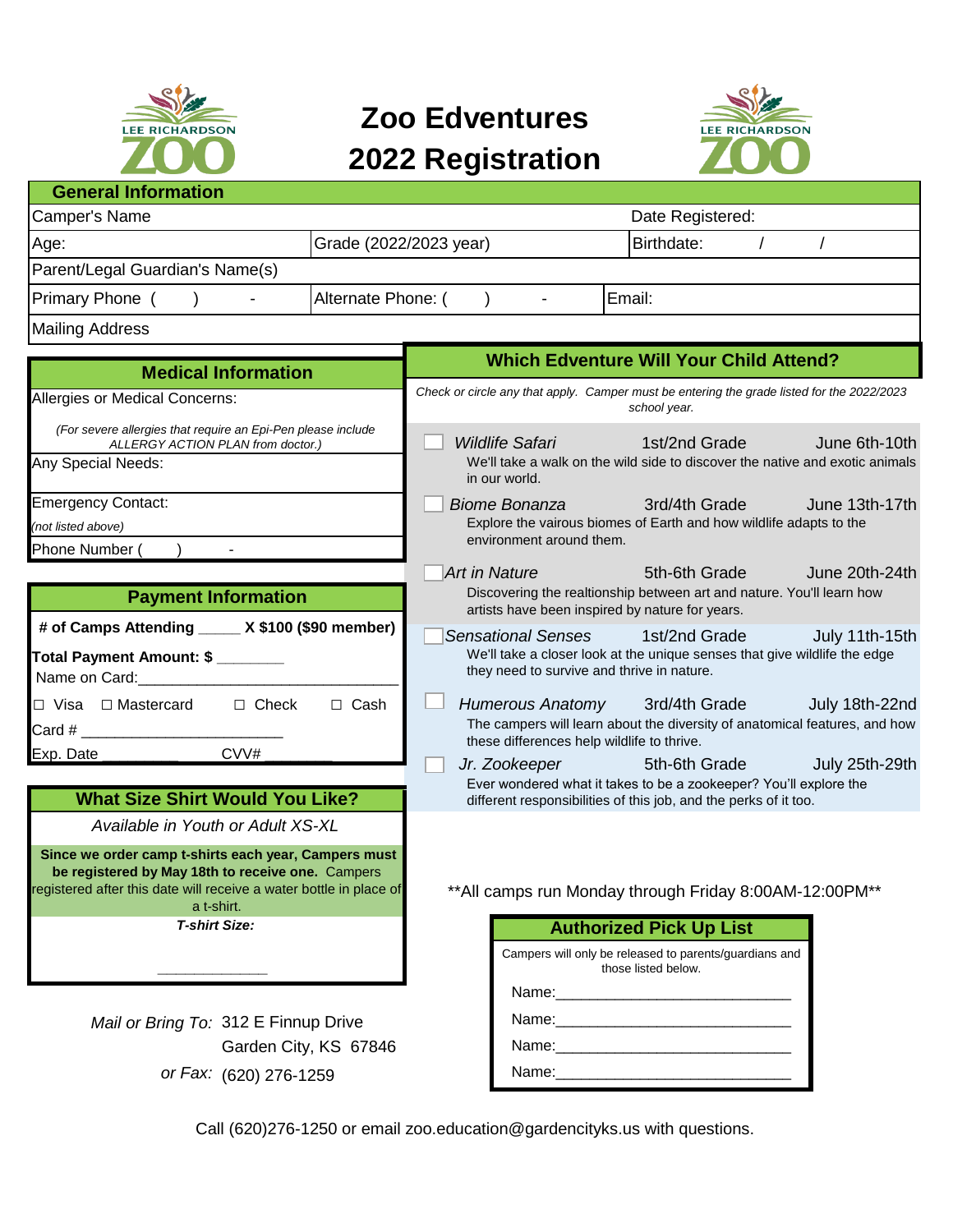# Zoo Edventures
# 2022 Registration

## General Information

| | | |
|---|---|---|
| Camper's Name | | Date Registered: |
| Age: | Grade (2022/2023 year) | Birthdate: / / |
| Parent/Legal Guardian's Name(s) | | |
| Primary Phone ( ) - | Alternate Phone: ( ) - | Email: |
| Mailing Address | | |

## Medical Information

Allergies or Medical Concerns:

*(For severe allergies that require an Epi-Pen please include ALLERGY ACTION PLAN from doctor.)*

Any Special Needs:

Emergency Contact:
*(not listed above)*

Phone Number ( ) -

## Payment Information

**# of Camps Attending _____ X $100 ($90 member)**

**Total Payment Amount: $ ________**

Name on Card:_______________________________

☐ Visa ☐ Mastercard ☐ Check ☐ Cash

Card # ________________________

Exp. Date _________ CVV# ________

## What Size Shirt Would You Like?

*Available in Youth or Adult XS-XL*

**Since we order camp t-shirts each year, Campers must be registered by May 18th to receive one.** Campers registered after this date will receive a water bottle in place of a t-shirt.

***T-shirt Size:***

_____________

## Which Edventure Will Your Child Attend?

*Check or circle any that apply. Camper must be entering the grade listed for the 2022/2023 school year.*

☐ *Wildlife Safari* — 1st/2nd Grade — June 6th-10th
We'll take a walk on the wild side to discover the native and exotic animals in our world.

☐ *Biome Bonanza* — 3rd/4th Grade — June 13th-17th
Explore the vairous biomes of Earth and how wildlife adapts to the environment around them.

☐ *Art in Nature* — 5th-6th Grade — June 20th-24th
Discovering the realtionship between art and nature. You'll learn how artists have been inspired by nature for years.

☐ *Sensational Senses* — 1st/2nd Grade — July 11th-15th
We'll take a closer look at the unique senses that give wildlife the edge they need to survive and thrive in nature.

☐ *Humerous Anatomy* — 3rd/4th Grade — July 18th-22nd
The campers will learn about the diversity of anatomical features, and how these differences help wildlife to thrive.

☐ *Jr. Zookeeper* — 5th-6th Grade — July 25th-29th
Ever wondered what it takes to be a zookeeper? You'll explore the different responsibilities of this job, and the perks of it too.

**All camps run Monday through Friday 8:00AM-12:00PM**

## Authorized Pick Up List

Campers will only be released to parents/guardians and those listed below.

Name:____________________________

Name:____________________________

Name:____________________________

Name:____________________________

*Mail or Bring To:* 312 E Finnup Drive
Garden City, KS 67846

*or Fax:* (620) 276-1259

Call (620)276-1250 or email zoo.education@gardencityks.us with questions.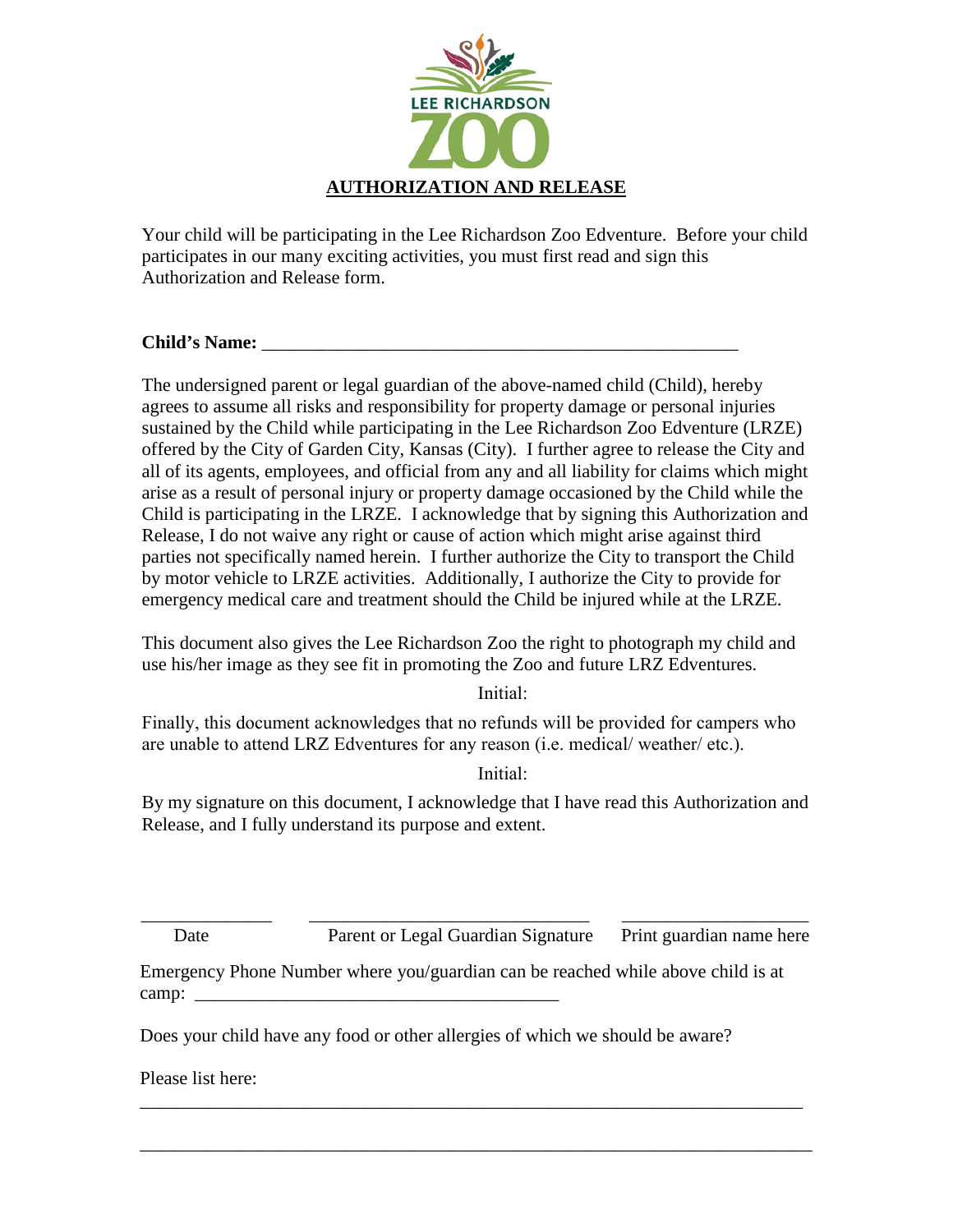LEE RICHARDSON ZOO

**AUTHORIZATION AND RELEASE**

Your child will be participating in the Lee Richardson Zoo Edventure. Before your child participates in our many exciting activities, you must first read and sign this Authorization and Release form.

**Child's Name:** ___________________________________________________

The undersigned parent or legal guardian of the above-named child (Child), hereby agrees to assume all risks and responsibility for property damage or personal injuries sustained by the Child while participating in the Lee Richardson Zoo Edventure (LRZE) offered by the City of Garden City, Kansas (City). I further agree to release the City and all of its agents, employees, and official from any and all liability for claims which might arise as a result of personal injury or property damage occasioned by the Child while the Child is participating in the LRZE. I acknowledge that by signing this Authorization and Release, I do not waive any right or cause of action which might arise against third parties not specifically named herein. I further authorize the City to transport the Child by motor vehicle to LRZE activities. Additionally, I authorize the City to provide for emergency medical care and treatment should the Child be injured while at the LRZE.

This document also gives the Lee Richardson Zoo the right to photograph my child and use his/her image as they see fit in promoting the Zoo and future LRZ Edventures.

Initial:

Finally, this document acknowledges that no refunds will be provided for campers who are unable to attend LRZ Edventures for any reason (i.e. medical/ weather/ etc.).

Initial:

By my signature on this document, I acknowledge that I have read this Authorization and Release, and I fully understand its purpose and extent.

______________ ______________________________ ____________________

Date | Parent or Legal Guardian Signature | Print guardian name here

Emergency Phone Number where you/guardian can be reached while above child is at camp: ______________________________________

Does your child have any food or other allergies of which we should be aware?

Please list here:

__________________________________________________________________________

__________________________________________________________________________